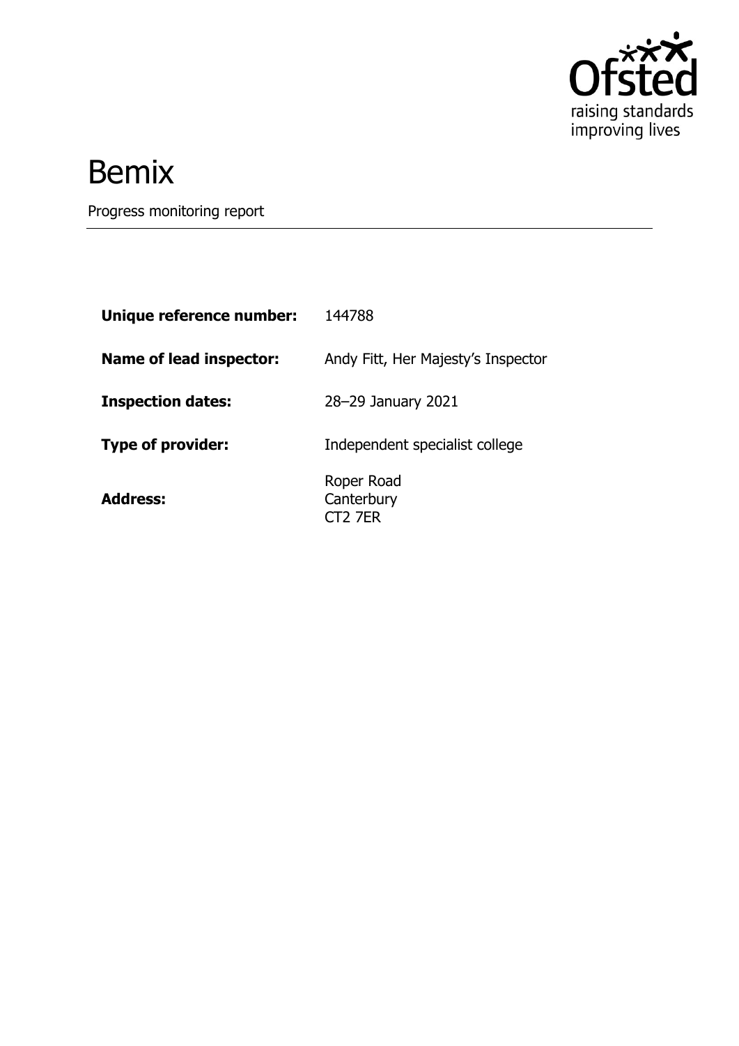# Bemix

Progress monitoring report

| | |
|---|---|
| **Unique reference number:** | 144788 |
| **Name of lead inspector:** | Andy Fitt, Her Majesty's Inspector |
| **Inspection dates:** | 28–29 January 2021 |
| **Type of provider:** | Independent specialist college |
| **Address:** | Roper Road<br>Canterbury<br>CT2 7ER |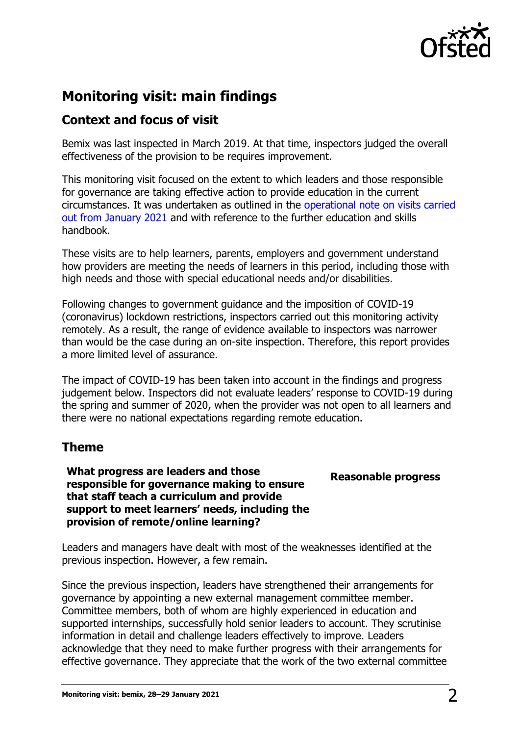## Monitoring visit: main findings

### Context and focus of visit

Bemix was last inspected in March 2019. At that time, inspectors judged the overall effectiveness of the provision to be requires improvement.

This monitoring visit focused on the extent to which leaders and those responsible for governance are taking effective action to provide education in the current circumstances. It was undertaken as outlined in the operational note on visits carried out from January 2021 and with reference to the further education and skills handbook.

These visits are to help learners, parents, employers and government understand how providers are meeting the needs of learners in this period, including those with high needs and those with special educational needs and/or disabilities.

Following changes to government guidance and the imposition of COVID-19 (coronavirus) lockdown restrictions, inspectors carried out this monitoring activity remotely. As a result, the range of evidence available to inspectors was narrower than would be the case during an on-site inspection. Therefore, this report provides a more limited level of assurance.

The impact of COVID-19 has been taken into account in the findings and progress judgement below. Inspectors did not evaluate leaders' response to COVID-19 during the spring and summer of 2020, when the provider was not open to all learners and there were no national expectations regarding remote education.

### Theme

| **What progress are leaders and those responsible for governance making to ensure that staff teach a curriculum and provide support to meet learners' needs, including the provision of remote/online learning?** | **Reasonable progress** |
|---|---|

Leaders and managers have dealt with most of the weaknesses identified at the previous inspection. However, a few remain.

Since the previous inspection, leaders have strengthened their arrangements for governance by appointing a new external management committee member. Committee members, both of whom are highly experienced in education and supported internships, successfully hold senior leaders to account. They scrutinise information in detail and challenge leaders effectively to improve. Leaders acknowledge that they need to make further progress with their arrangements for effective governance. They appreciate that the work of the two external committee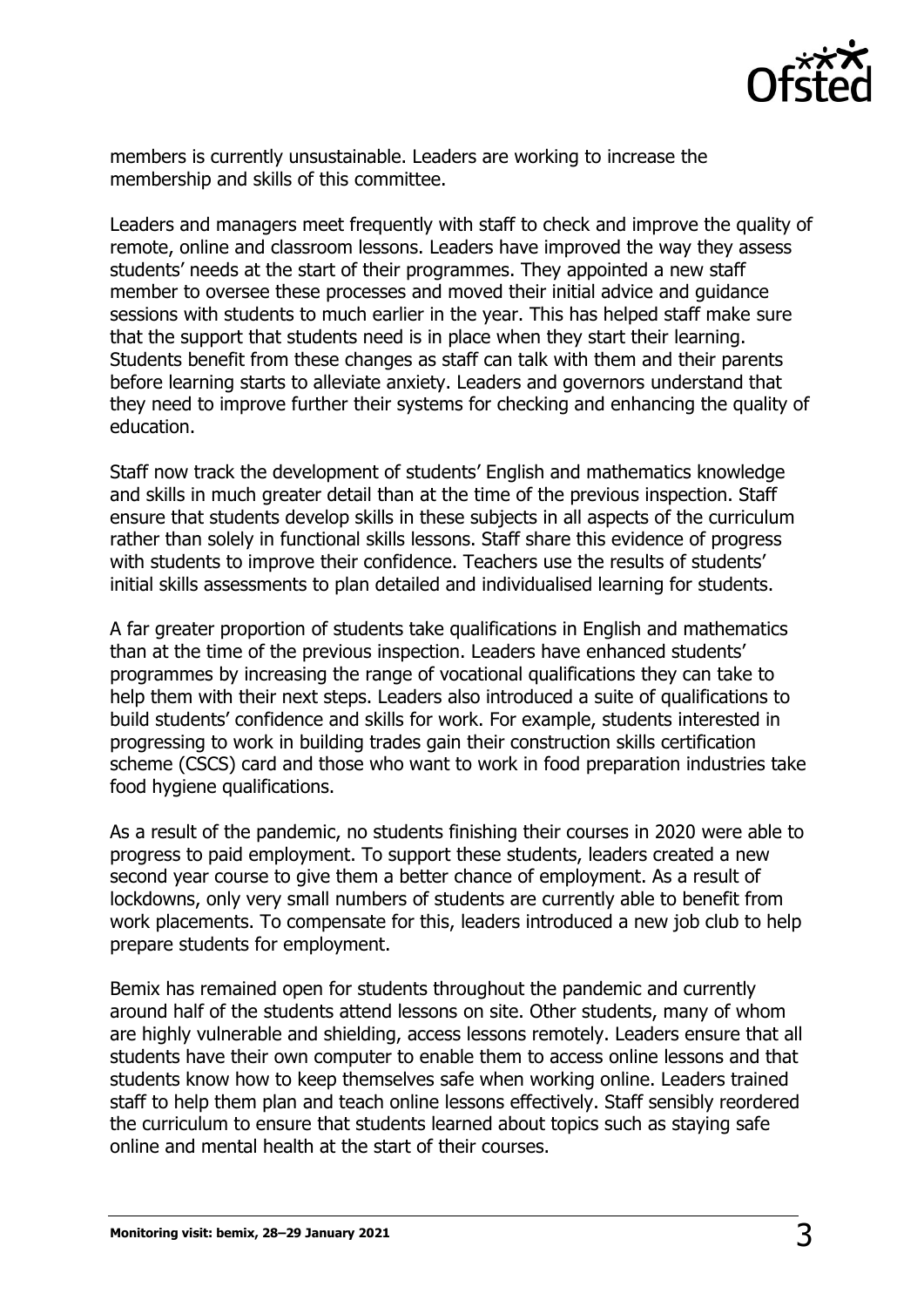members is currently unsustainable. Leaders are working to increase the membership and skills of this committee.

Leaders and managers meet frequently with staff to check and improve the quality of remote, online and classroom lessons. Leaders have improved the way they assess students' needs at the start of their programmes. They appointed a new staff member to oversee these processes and moved their initial advice and guidance sessions with students to much earlier in the year. This has helped staff make sure that the support that students need is in place when they start their learning. Students benefit from these changes as staff can talk with them and their parents before learning starts to alleviate anxiety. Leaders and governors understand that they need to improve further their systems for checking and enhancing the quality of education.

Staff now track the development of students' English and mathematics knowledge and skills in much greater detail than at the time of the previous inspection. Staff ensure that students develop skills in these subjects in all aspects of the curriculum rather than solely in functional skills lessons. Staff share this evidence of progress with students to improve their confidence. Teachers use the results of students' initial skills assessments to plan detailed and individualised learning for students.

A far greater proportion of students take qualifications in English and mathematics than at the time of the previous inspection. Leaders have enhanced students' programmes by increasing the range of vocational qualifications they can take to help them with their next steps. Leaders also introduced a suite of qualifications to build students' confidence and skills for work. For example, students interested in progressing to work in building trades gain their construction skills certification scheme (CSCS) card and those who want to work in food preparation industries take food hygiene qualifications.

As a result of the pandemic, no students finishing their courses in 2020 were able to progress to paid employment. To support these students, leaders created a new second year course to give them a better chance of employment. As a result of lockdowns, only very small numbers of students are currently able to benefit from work placements. To compensate for this, leaders introduced a new job club to help prepare students for employment.

Bemix has remained open for students throughout the pandemic and currently around half of the students attend lessons on site. Other students, many of whom are highly vulnerable and shielding, access lessons remotely. Leaders ensure that all students have their own computer to enable them to access online lessons and that students know how to keep themselves safe when working online. Leaders trained staff to help them plan and teach online lessons effectively. Staff sensibly reordered the curriculum to ensure that students learned about topics such as staying safe online and mental health at the start of their courses.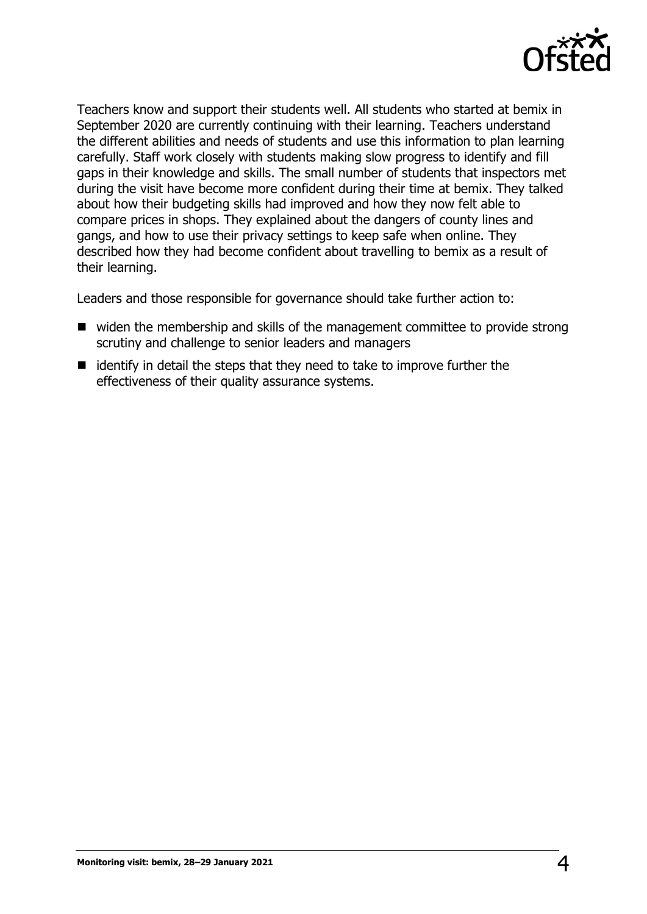Teachers know and support their students well. All students who started at bemix in September 2020 are currently continuing with their learning. Teachers understand the different abilities and needs of students and use this information to plan learning carefully. Staff work closely with students making slow progress to identify and fill gaps in their knowledge and skills. The small number of students that inspectors met during the visit have become more confident during their time at bemix. They talked about how their budgeting skills had improved and how they now felt able to compare prices in shops. They explained about the dangers of county lines and gangs, and how to use their privacy settings to keep safe when online. They described how they had become confident about travelling to bemix as a result of their learning.

Leaders and those responsible for governance should take further action to:

- widen the membership and skills of the management committee to provide strong scrutiny and challenge to senior leaders and managers
- identify in detail the steps that they need to take to improve further the effectiveness of their quality assurance systems.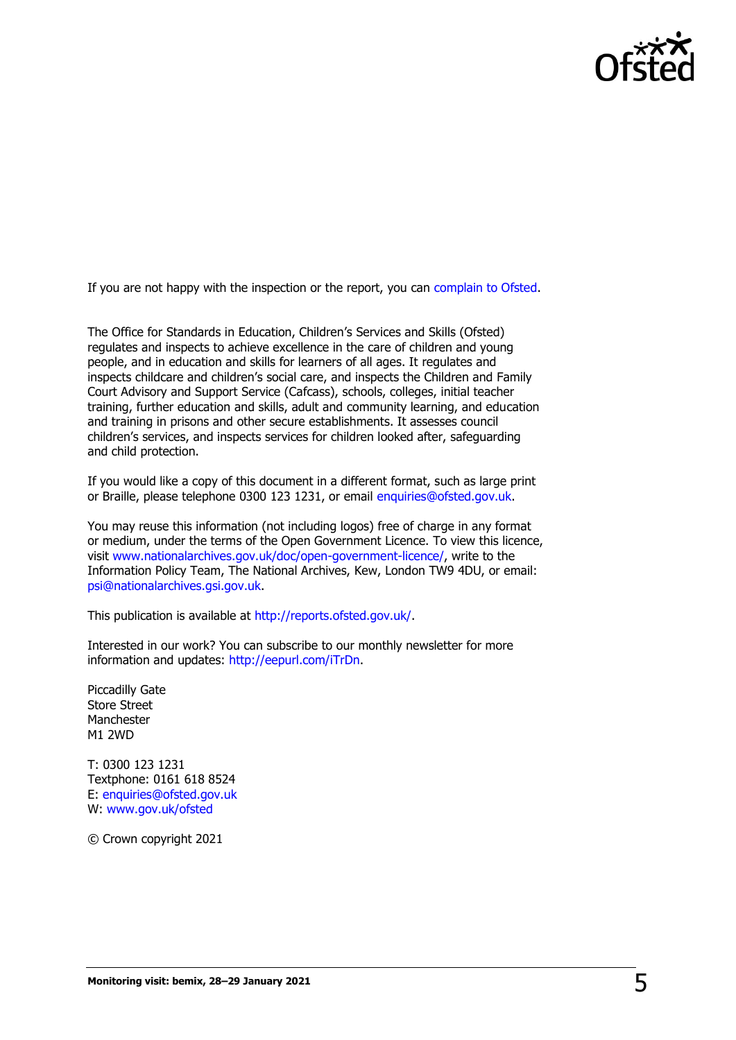If you are not happy with the inspection or the report, you can complain to Ofsted.

The Office for Standards in Education, Children's Services and Skills (Ofsted) regulates and inspects to achieve excellence in the care of children and young people, and in education and skills for learners of all ages. It regulates and inspects childcare and children's social care, and inspects the Children and Family Court Advisory and Support Service (Cafcass), schools, colleges, initial teacher training, further education and skills, adult and community learning, and education and training in prisons and other secure establishments. It assesses council children's services, and inspects services for children looked after, safeguarding and child protection.

If you would like a copy of this document in a different format, such as large print or Braille, please telephone 0300 123 1231, or email enquiries@ofsted.gov.uk.

You may reuse this information (not including logos) free of charge in any format or medium, under the terms of the Open Government Licence. To view this licence, visit www.nationalarchives.gov.uk/doc/open-government-licence/, write to the Information Policy Team, The National Archives, Kew, London TW9 4DU, or email: psi@nationalarchives.gsi.gov.uk.

This publication is available at http://reports.ofsted.gov.uk/.

Interested in our work? You can subscribe to our monthly newsletter for more information and updates: http://eepurl.com/iTrDn.

Piccadilly Gate  
Store Street  
Manchester  
M1 2WD

T: 0300 123 1231  
Textphone: 0161 618 8524  
E: enquiries@ofsted.gov.uk  
W: www.gov.uk/ofsted

© Crown copyright 2021